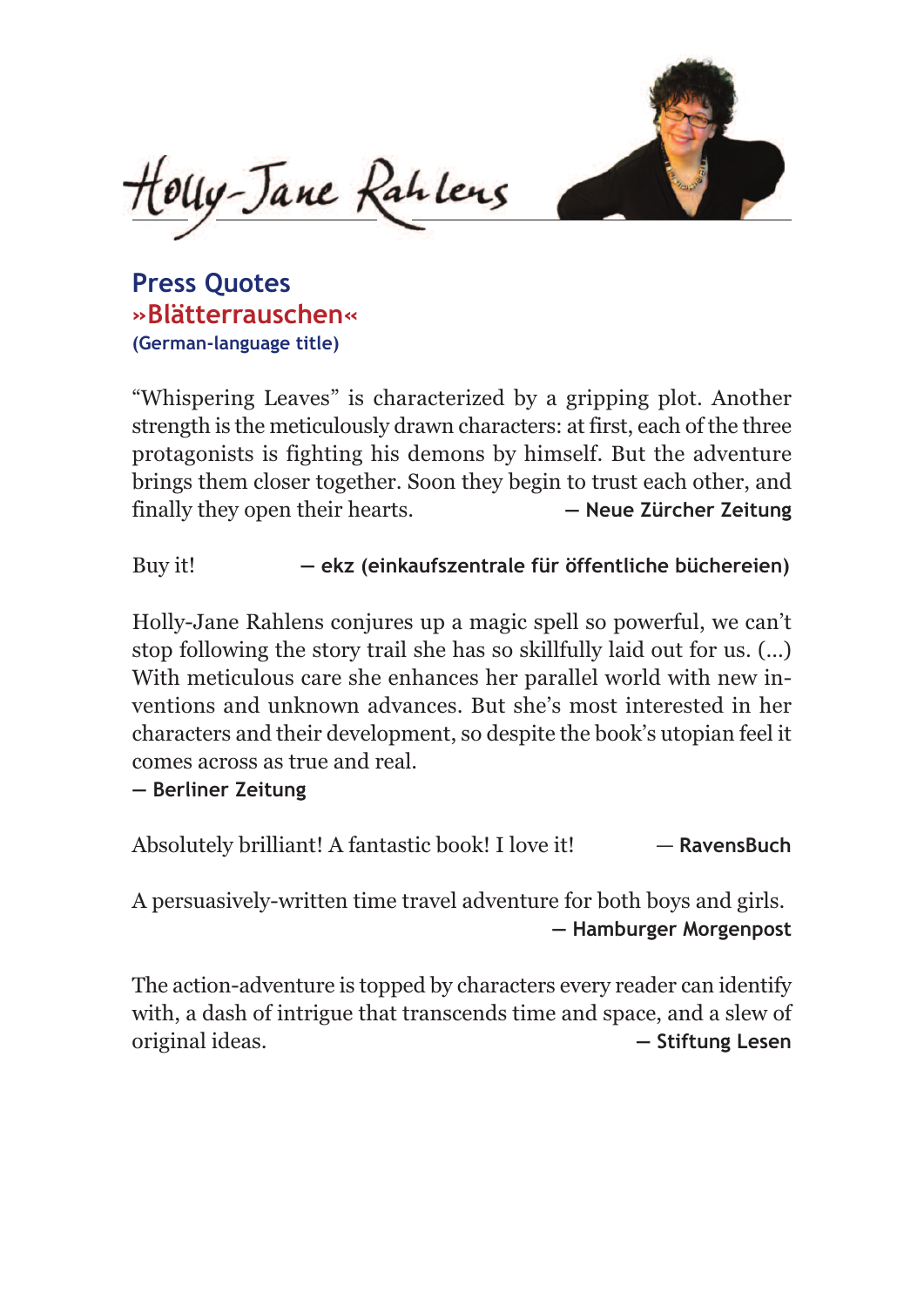# Holly-Jane Rahlens

## Press Quotes

## »Blätterrauschen«

**(German-language title)**

"Whispering Leaves" is characterized by a gripping plot. Another strength is the meticulously drawn characters: at first, each of the three protagonists is fighting his demons by himself. But the adventure brings them closer together. Soon they begin to trust each other, and finally they open their hearts. **— Neue Zürcher Zeitung**

Buy it! **— ekz (einkaufszentrale für öffentliche büchereien)**

Holly-Jane Rahlens conjures up a magic spell so powerful, we can't stop following the story trail she has so skillfully laid out for us. (...) With meticulous care she enhances her parallel world with new inventions and unknown advances. But she's most interested in her characters and their development, so despite the book's utopian feel it comes across as true and real.
**— Berliner Zeitung**

Absolutely brilliant! A fantastic book! I love it! — **RavensBuch**

A persuasively-written time travel adventure for both boys and girls.
**— Hamburger Morgenpost**

The action-adventure is topped by characters every reader can identify with, a dash of intrigue that transcends time and space, and a slew of original ideas. **— Stiftung Lesen**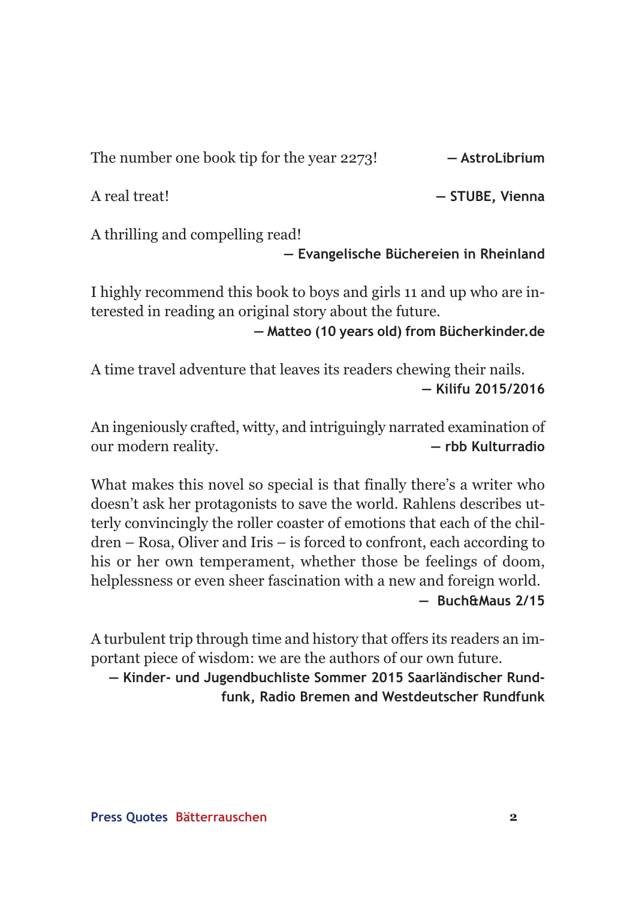The number one book tip for the year 2273! — **AstroLibrium**

A real treat! — **STUBE, Vienna**

A thrilling and compelling read!
— **Evangelische Büchereien in Rheinland**

I highly recommend this book to boys and girls 11 and up who are interested in reading an original story about the future.
— **Matteo (10 years old) from Bücherkinder.de**

A time travel adventure that leaves its readers chewing their nails.
— **Kilifu 2015/2016**

An ingeniously crafted, witty, and intriguingly narrated examination of our modern reality. — **rbb Kulturradio**

What makes this novel so special is that finally there's a writer who doesn't ask her protagonists to save the world. Rahlens describes utterly convincingly the roller coaster of emotions that each of the children – Rosa, Oliver and Iris – is forced to confront, each according to his or her own temperament, whether those be feelings of doom, helplessness or even sheer fascination with a new and foreign world.
— **Buch&Maus 2/15**

A turbulent trip through time and history that offers its readers an important piece of wisdom: we are the authors of our own future.
— **Kinder- und Jugendbuchliste Sommer 2015 Saarländischer Rundfunk, Radio Bremen and Westdeutscher Rundfunk**